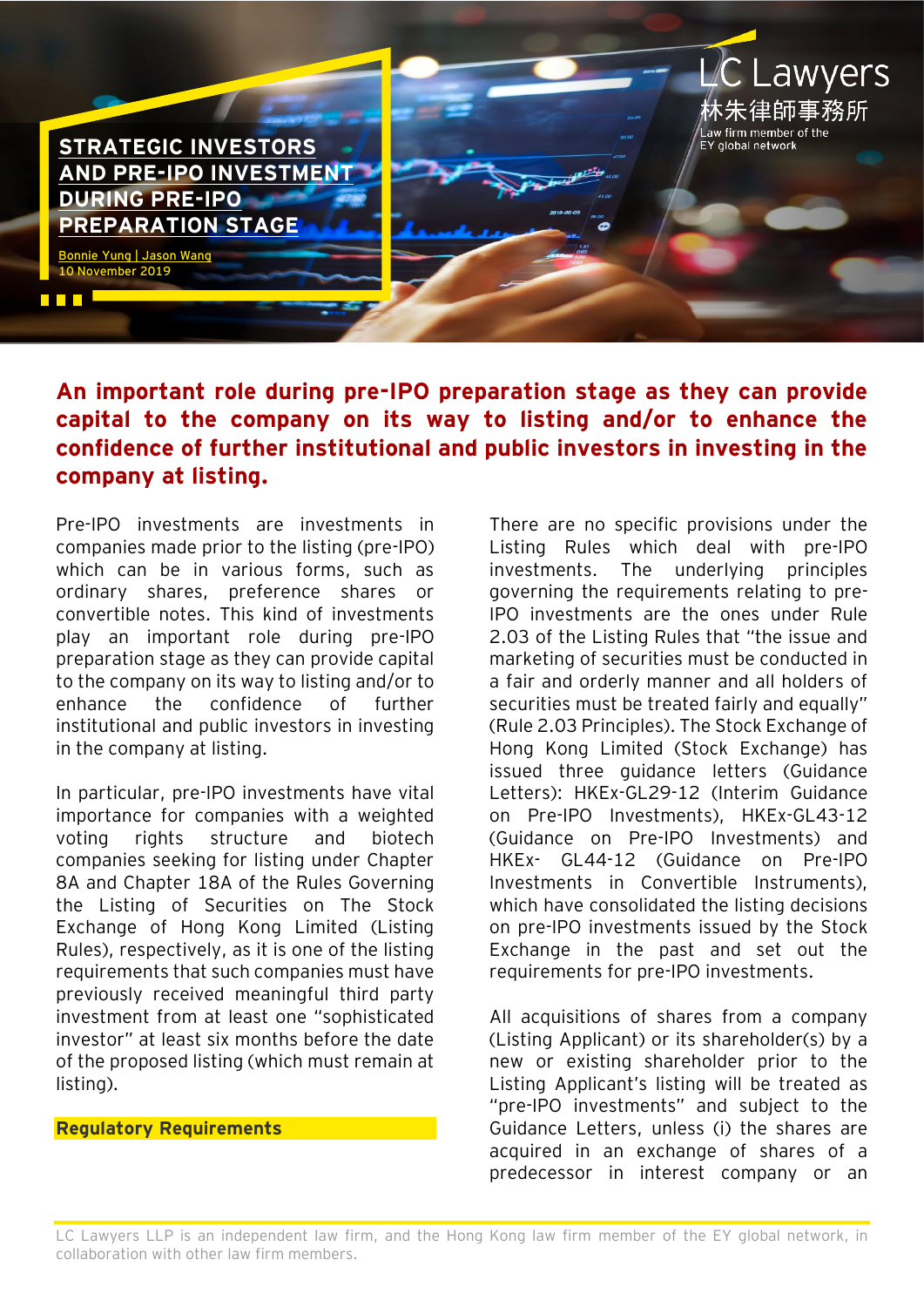# STRATEGIC INVESTORS AND PRE-IPO INVESTMENT DURING PRE-IPO PREPARATION STAGE

Bonnie Yung | Jason Wang
10 November 2019

LC Lawyers
林朱律師事務所
Law firm member of the EY global network

**An important role during pre-IPO preparation stage as they can provide capital to the company on its way to listing and/or to enhance the confidence of further institutional and public investors in investing in the company at listing.**

Pre-IPO investments are investments in companies made prior to the listing (pre-IPO) which can be in various forms, such as ordinary shares, preference shares or convertible notes. This kind of investments play an important role during pre-IPO preparation stage as they can provide capital to the company on its way to listing and/or to enhance the confidence of further institutional and public investors in investing in the company at listing.

In particular, pre-IPO investments have vital importance for companies with a weighted voting rights structure and biotech companies seeking for listing under Chapter 8A and Chapter 18A of the Rules Governing the Listing of Securities on The Stock Exchange of Hong Kong Limited (Listing Rules), respectively, as it is one of the listing requirements that such companies must have previously received meaningful third party investment from at least one "sophisticated investor" at least six months before the date of the proposed listing (which must remain at listing).

## Regulatory Requirements

There are no specific provisions under the Listing Rules which deal with pre-IPO investments. The underlying principles governing the requirements relating to pre-IPO investments are the ones under Rule 2.03 of the Listing Rules that "the issue and marketing of securities must be conducted in a fair and orderly manner and all holders of securities must be treated fairly and equally" (Rule 2.03 Principles). The Stock Exchange of Hong Kong Limited (Stock Exchange) has issued three guidance letters (Guidance Letters): HKEx-GL29-12 (Interim Guidance on Pre-IPO Investments), HKEx-GL43-12 (Guidance on Pre-IPO Investments) and HKEx- GL44-12 (Guidance on Pre-IPO Investments in Convertible Instruments), which have consolidated the listing decisions on pre-IPO investments issued by the Stock Exchange in the past and set out the requirements for pre-IPO investments.

All acquisitions of shares from a company (Listing Applicant) or its shareholder(s) by a new or existing shareholder prior to the Listing Applicant's listing will be treated as "pre-IPO investments" and subject to the Guidance Letters, unless (i) the shares are acquired in an exchange of shares of a predecessor in interest company or an

LC Lawyers LLP is an independent law firm, and the Hong Kong law firm member of the EY global network, in collaboration with other law firm members.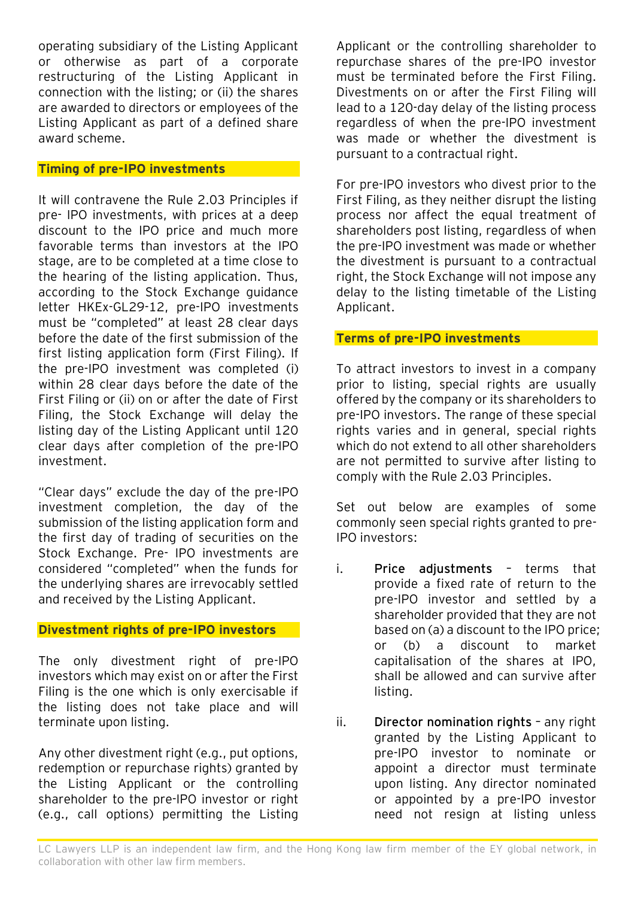operating subsidiary of the Listing Applicant or otherwise as part of a corporate restructuring of the Listing Applicant in connection with the listing; or (ii) the shares are awarded to directors or employees of the Listing Applicant as part of a defined share award scheme.

## Timing of pre-IPO investments

It will contravene the Rule 2.03 Principles if pre- IPO investments, with prices at a deep discount to the IPO price and much more favorable terms than investors at the IPO stage, are to be completed at a time close to the hearing of the listing application. Thus, according to the Stock Exchange guidance letter HKEx-GL29-12, pre-IPO investments must be "completed" at least 28 clear days before the date of the first submission of the first listing application form (First Filing). If the pre-IPO investment was completed (i) within 28 clear days before the date of the First Filing or (ii) on or after the date of First Filing, the Stock Exchange will delay the listing day of the Listing Applicant until 120 clear days after completion of the pre-IPO investment.

"Clear days" exclude the day of the pre-IPO investment completion, the day of the submission of the listing application form and the first day of trading of securities on the Stock Exchange. Pre- IPO investments are considered "completed" when the funds for the underlying shares are irrevocably settled and received by the Listing Applicant.

## Divestment rights of pre-IPO investors

The only divestment right of pre-IPO investors which may exist on or after the First Filing is the one which is only exercisable if the listing does not take place and will terminate upon listing.

Any other divestment right (e.g., put options, redemption or repurchase rights) granted by the Listing Applicant or the controlling shareholder to the pre-IPO investor or right (e.g., call options) permitting the Listing Applicant or the controlling shareholder to repurchase shares of the pre-IPO investor must be terminated before the First Filing. Divestments on or after the First Filing will lead to a 120-day delay of the listing process regardless of when the pre-IPO investment was made or whether the divestment is pursuant to a contractual right.

For pre-IPO investors who divest prior to the First Filing, as they neither disrupt the listing process nor affect the equal treatment of shareholders post listing, regardless of when the pre-IPO investment was made or whether the divestment is pursuant to a contractual right, the Stock Exchange will not impose any delay to the listing timetable of the Listing Applicant.

## Terms of pre-IPO investments

To attract investors to invest in a company prior to listing, special rights are usually offered by the company or its shareholders to pre-IPO investors. The range of these special rights varies and in general, special rights which do not extend to all other shareholders are not permitted to survive after listing to comply with the Rule 2.03 Principles.

Set out below are examples of some commonly seen special rights granted to pre-IPO investors:

i. **Price adjustments** – terms that provide a fixed rate of return to the pre-IPO investor and settled by a shareholder provided that they are not based on (a) a discount to the IPO price; or (b) a discount to market capitalisation of the shares at IPO, shall be allowed and can survive after listing.

ii. **Director nomination rights** – any right granted by the Listing Applicant to pre-IPO investor to nominate or appoint a director must terminate upon listing. Any director nominated or appointed by a pre-IPO investor need not resign at listing unless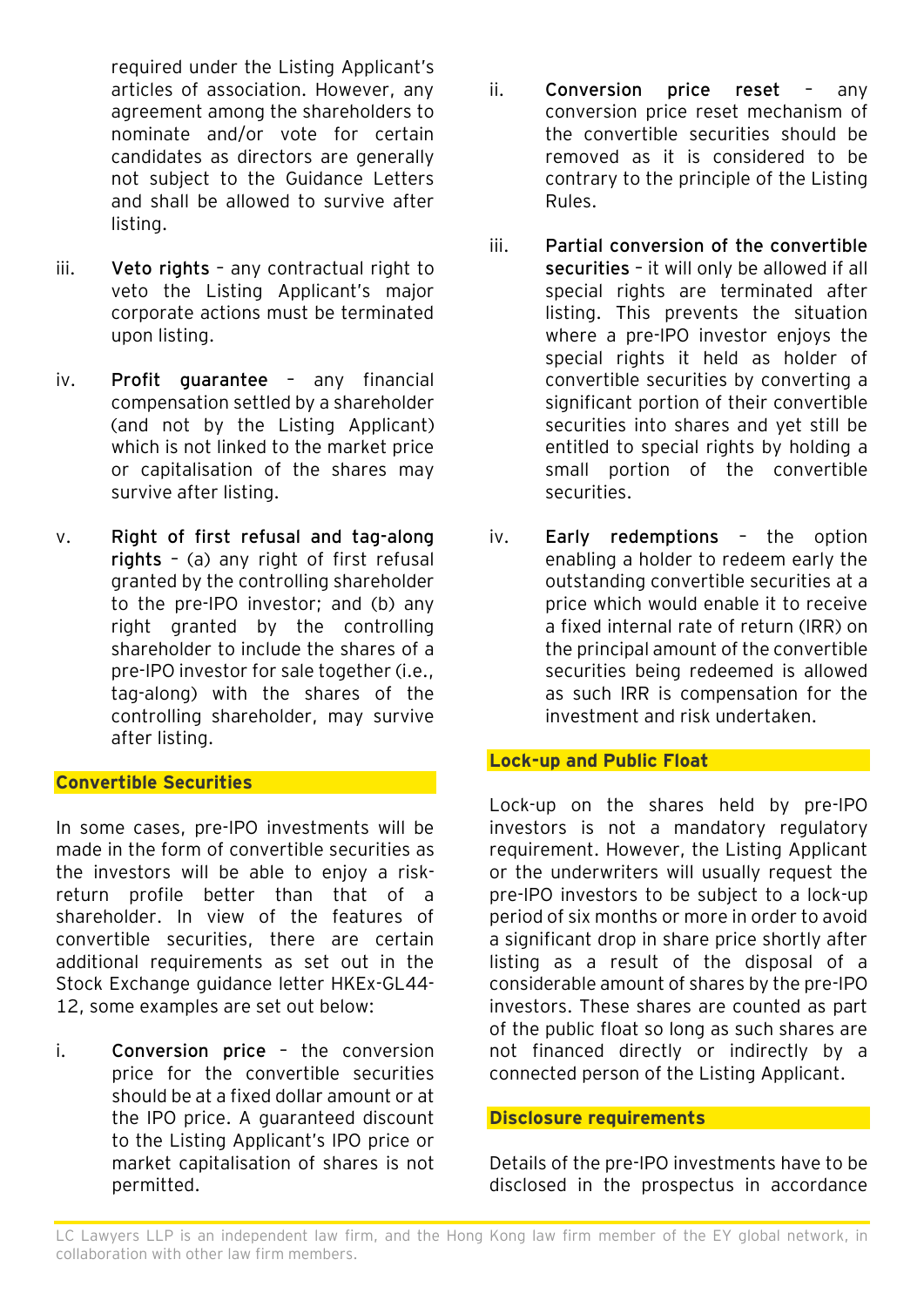required under the Listing Applicant's articles of association. However, any agreement among the shareholders to nominate and/or vote for certain candidates as directors are generally not subject to the Guidance Letters and shall be allowed to survive after listing.

iii. **Veto rights** – any contractual right to veto the Listing Applicant's major corporate actions must be terminated upon listing.

iv. **Profit guarantee** – any financial compensation settled by a shareholder (and not by the Listing Applicant) which is not linked to the market price or capitalisation of the shares may survive after listing.

v. **Right of first refusal and tag-along rights** – (a) any right of first refusal granted by the controlling shareholder to the pre-IPO investor; and (b) any right granted by the controlling shareholder to include the shares of a pre-IPO investor for sale together (i.e., tag-along) with the shares of the controlling shareholder, may survive after listing.

## Convertible Securities

In some cases, pre-IPO investments will be made in the form of convertible securities as the investors will be able to enjoy a risk-return profile better than that of a shareholder. In view of the features of convertible securities, there are certain additional requirements as set out in the Stock Exchange guidance letter HKEx-GL44-12, some examples are set out below:

i. **Conversion price** – the conversion price for the convertible securities should be at a fixed dollar amount or at the IPO price. A guaranteed discount to the Listing Applicant's IPO price or market capitalisation of shares is not permitted.

ii. **Conversion price reset** – any conversion price reset mechanism of the convertible securities should be removed as it is considered to be contrary to the principle of the Listing Rules.

iii. **Partial conversion of the convertible securities** – it will only be allowed if all special rights are terminated after listing. This prevents the situation where a pre-IPO investor enjoys the special rights it held as holder of convertible securities by converting a significant portion of their convertible securities into shares and yet still be entitled to special rights by holding a small portion of the convertible securities.

iv. **Early redemptions** – the option enabling a holder to redeem early the outstanding convertible securities at a price which would enable it to receive a fixed internal rate of return (IRR) on the principal amount of the convertible securities being redeemed is allowed as such IRR is compensation for the investment and risk undertaken.

## Lock-up and Public Float

Lock-up on the shares held by pre-IPO investors is not a mandatory regulatory requirement. However, the Listing Applicant or the underwriters will usually request the pre-IPO investors to be subject to a lock-up period of six months or more in order to avoid a significant drop in share price shortly after listing as a result of the disposal of a considerable amount of shares by the pre-IPO investors. These shares are counted as part of the public float so long as such shares are not financed directly or indirectly by a connected person of the Listing Applicant.

## Disclosure requirements

Details of the pre-IPO investments have to be disclosed in the prospectus in accordance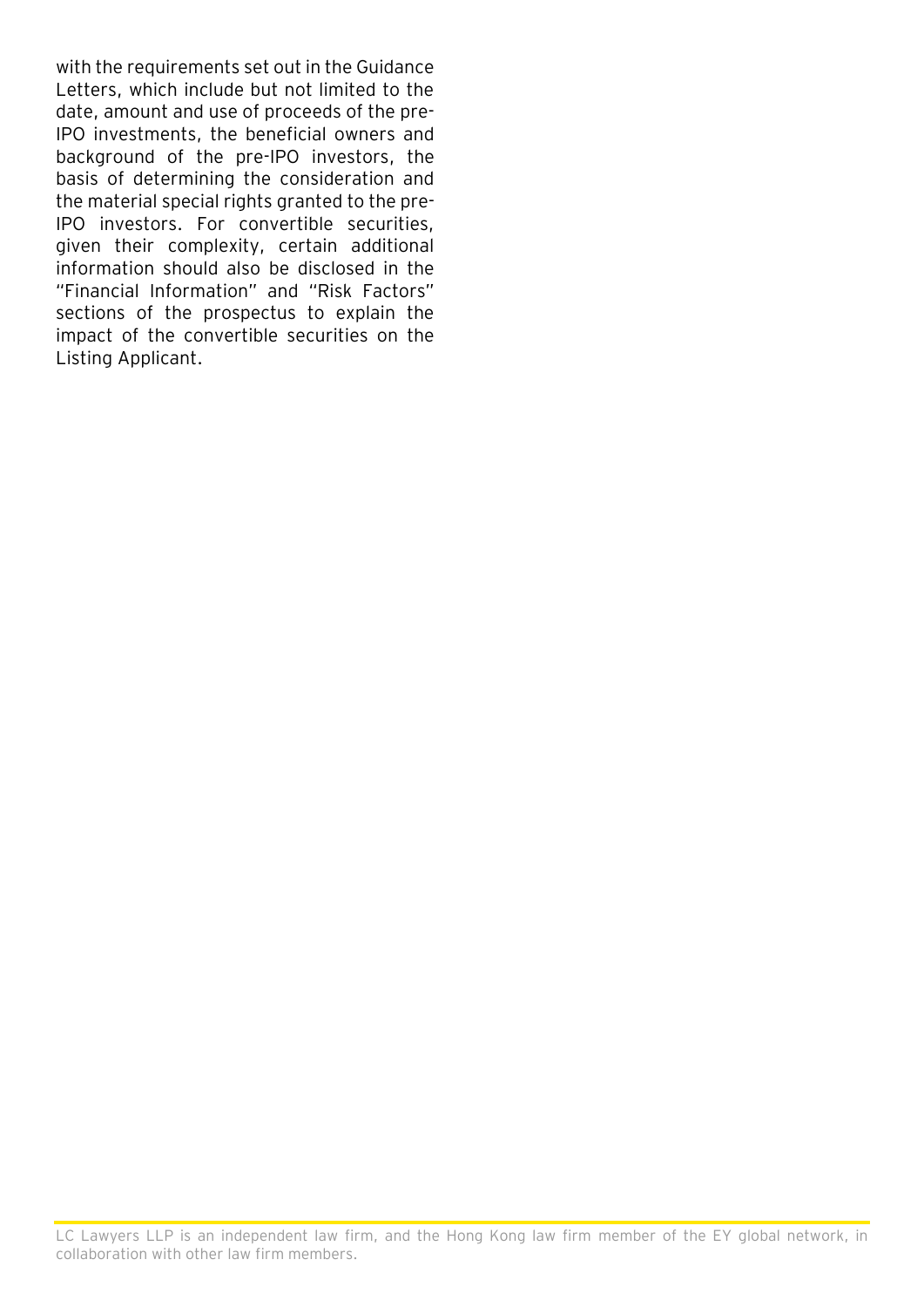with the requirements set out in the Guidance Letters, which include but not limited to the date, amount and use of proceeds of the pre-IPO investments, the beneficial owners and background of the pre-IPO investors, the basis of determining the consideration and the material special rights granted to the pre-IPO investors. For convertible securities, given their complexity, certain additional information should also be disclosed in the "Financial Information" and "Risk Factors" sections of the prospectus to explain the impact of the convertible securities on the Listing Applicant.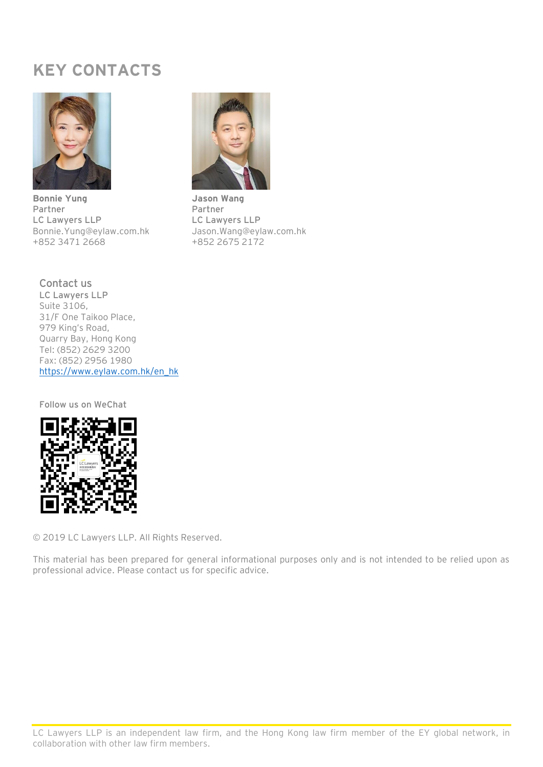## KEY CONTACTS

**Bonnie Yung**
Partner
LC Lawyers LLP
Bonnie.Yung@eylaw.com.hk
+852 3471 2668

**Jason Wang**
Partner
LC Lawyers LLP
Jason.Wang@eylaw.com.hk
+852 2675 2172

### Contact us

LC Lawyers LLP
Suite 3106,
31/F One Taikoo Place,
979 King's Road,
Quarry Bay, Hong Kong
Tel: (852) 2629 3200
Fax: (852) 2956 1980
https://www.eylaw.com.hk/en_hk

Follow us on WeChat

© 2019 LC Lawyers LLP. All Rights Reserved.

This material has been prepared for general informational purposes only and is not intended to be relied upon as professional advice. Please contact us for specific advice.

LC Lawyers LLP is an independent law firm, and the Hong Kong law firm member of the EY global network, in collaboration with other law firm members.